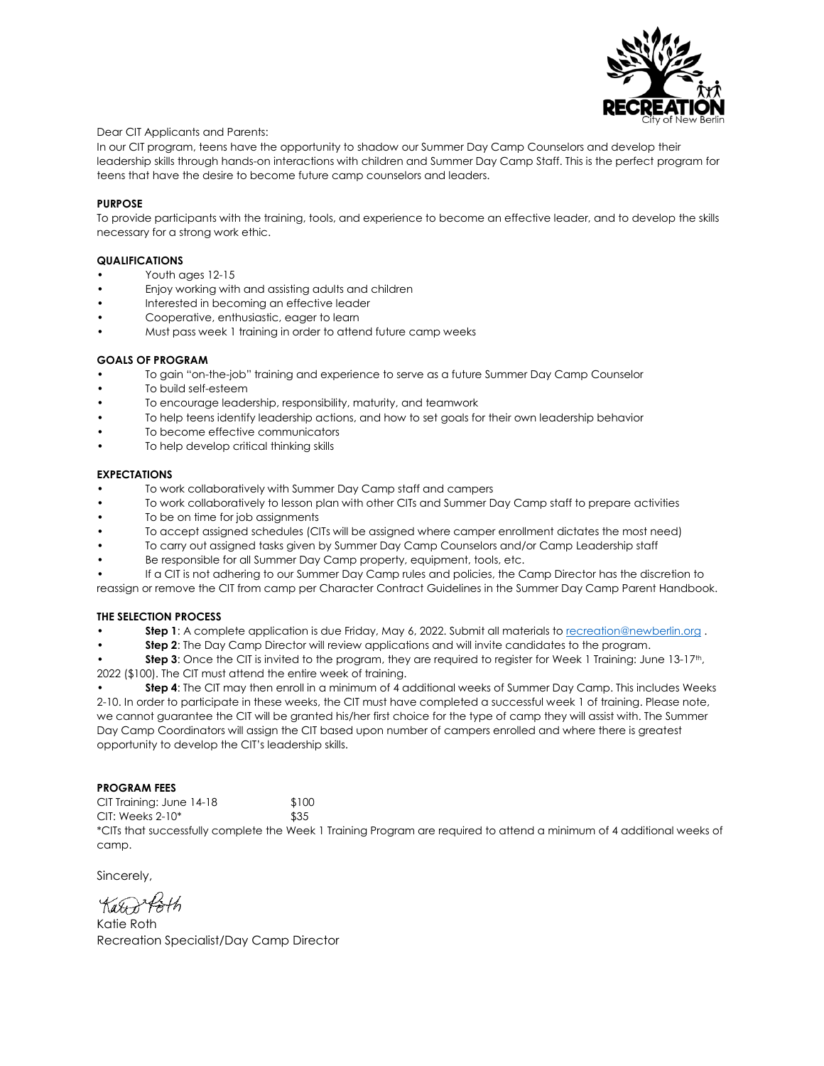RECREATION
City of New Berlin

Dear CIT Applicants and Parents:

In our CIT program, teens have the opportunity to shadow our Summer Day Camp Counselors and develop their leadership skills through hands-on interactions with children and Summer Day Camp Staff. This is the perfect program for teens that have the desire to become future camp counselors and leaders.

**PURPOSE**

To provide participants with the training, tools, and experience to become an effective leader, and to develop the skills necessary for a strong work ethic.

**QUALIFICATIONS**

- Youth ages 12-15
- Enjoy working with and assisting adults and children
- Interested in becoming an effective leader
- Cooperative, enthusiastic, eager to learn
- Must pass week 1 training in order to attend future camp weeks

**GOALS OF PROGRAM**

- To gain "on-the-job" training and experience to serve as a future Summer Day Camp Counselor
- To build self-esteem
- To encourage leadership, responsibility, maturity, and teamwork
- To help teens identify leadership actions, and how to set goals for their own leadership behavior
- To become effective communicators
- To help develop critical thinking skills

**EXPECTATIONS**

- To work collaboratively with Summer Day Camp staff and campers
- To work collaboratively to lesson plan with other CITs and Summer Day Camp staff to prepare activities
- To be on time for job assignments
- To accept assigned schedules (CITs will be assigned where camper enrollment dictates the most need)
- To carry out assigned tasks given by Summer Day Camp Counselors and/or Camp Leadership staff
- Be responsible for all Summer Day Camp property, equipment, tools, etc.
- If a CIT is not adhering to our Summer Day Camp rules and policies, the Camp Director has the discretion to reassign or remove the CIT from camp per Character Contract Guidelines in the Summer Day Camp Parent Handbook.

**THE SELECTION PROCESS**

- **Step 1**: A complete application is due Friday, May 6, 2022. Submit all materials to recreation@newberlin.org .
- **Step 2**: The Day Camp Director will review applications and will invite candidates to the program.
- **Step 3**: Once the CIT is invited to the program, they are required to register for Week 1 Training: June 13-17th, 2022 ($100). The CIT must attend the entire week of training.
- **Step 4**: The CIT may then enroll in a minimum of 4 additional weeks of Summer Day Camp. This includes Weeks 2-10. In order to participate in these weeks, the CIT must have completed a successful week 1 of training. Please note, we cannot guarantee the CIT will be granted his/her first choice for the type of camp they will assist with. The Summer Day Camp Coordinators will assign the CIT based upon number of campers enrolled and where there is greatest opportunity to develop the CIT's leadership skills.

**PROGRAM FEES**

| | |
|---|---|
| CIT Training: June 14-18 | $100 |
| CIT: Weeks 2-10* | $35 |

*CITs that successfully complete the Week 1 Training Program are required to attend a minimum of 4 additional weeks of camp.

Sincerely,

Katie Roth

Katie Roth
Recreation Specialist/Day Camp Director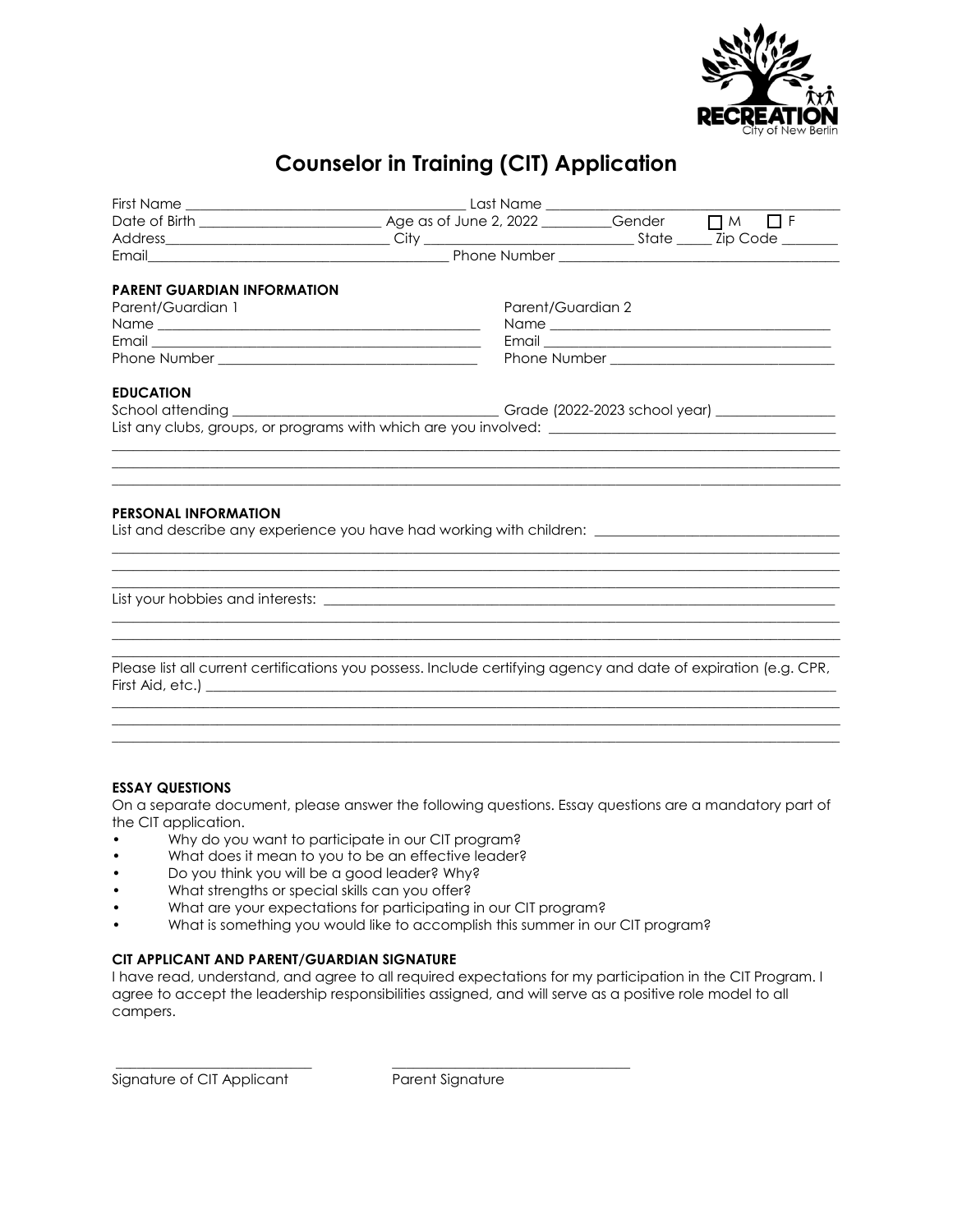RECREATION
City of New Berlin

# Counselor in Training (CIT) Application

First Name ______________________ Last Name ______________________
Date of Birth ______________ Age as of June 2, 2022 ________ Gender ☐ M ☐ F
Address______________________ City ______________ State _____ Zip Code ________
Email______________________ Phone Number ______________________

**PARENT GUARDIAN INFORMATION**

Parent/Guardian 1
Name ______________________
Email ______________________
Phone Number ______________________

Parent/Guardian 2
Name ______________________
Email ______________________
Phone Number ______________________

**EDUCATION**

School attending ______________________ Grade (2022-2023 school year) ____________
List any clubs, groups, or programs with which are you involved: ______________________

**PERSONAL INFORMATION**

List and describe any experience you have had working with children: ______________________

List your hobbies and interests: ______________________

Please list all current certifications you possess. Include certifying agency and date of expiration (e.g. CPR, First Aid, etc.) ______________________

**ESSAY QUESTIONS**

On a separate document, please answer the following questions. Essay questions are a mandatory part of the CIT application.

- Why do you want to participate in our CIT program?
- What does it mean to you to be an effective leader?
- Do you think you will be a good leader? Why?
- What strengths or special skills can you offer?
- What are your expectations for participating in our CIT program?
- What is something you would like to accomplish this summer in our CIT program?

**CIT APPLICANT AND PARENT/GUARDIAN SIGNATURE**

I have read, understand, and agree to all required expectations for my participation in the CIT Program. I agree to accept the leadership responsibilities assigned, and will serve as a positive role model to all campers.

______________________ Signature of CIT Applicant

______________________ Parent Signature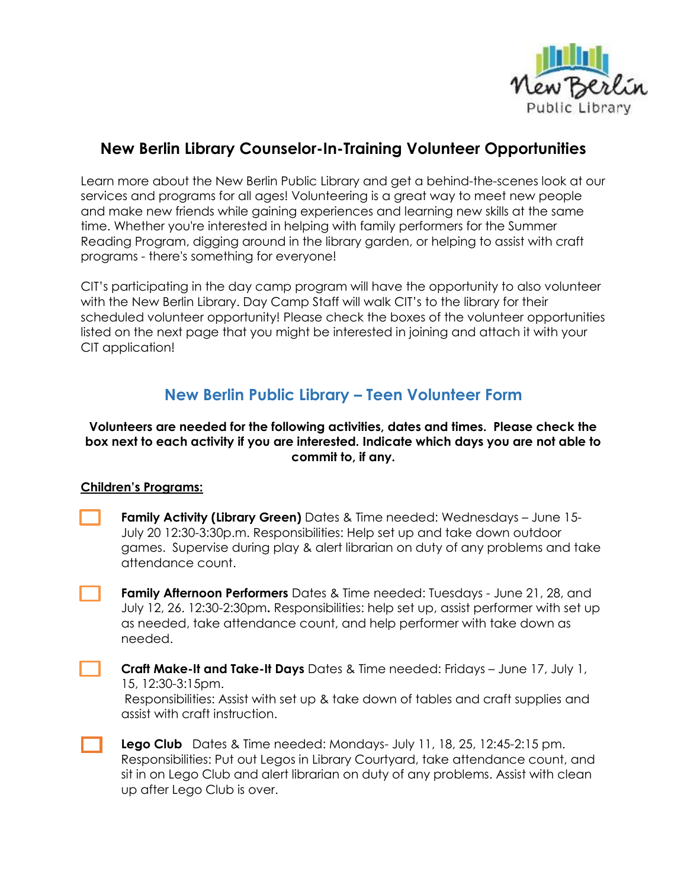# New Berlin Library Counselor-In-Training Volunteer Opportunities

Learn more about the New Berlin Public Library and get a behind-the-scenes look at our services and programs for all ages! Volunteering is a great way to meet new people and make new friends while gaining experiences and learning new skills at the same time. Whether you're interested in helping with family performers for the Summer Reading Program, digging around in the library garden, or helping to assist with craft programs - there's something for everyone!

CIT's participating in the day camp program will have the opportunity to also volunteer with the New Berlin Library. Day Camp Staff will walk CIT's to the library for their scheduled volunteer opportunity! Please check the boxes of the volunteer opportunities listed on the next page that you might be interested in joining and attach it with your CIT application!

## New Berlin Public Library – Teen Volunteer Form

**Volunteers are needed for the following activities, dates and times. Please check the box next to each activity if you are interested. Indicate which days you are not able to commit to, if any.**

**Children's Programs:**

- ☐ **Family Activity (Library Green)** Dates & Time needed: Wednesdays – June 15-July 20 12:30-3:30p.m. Responsibilities: Help set up and take down outdoor games. Supervise during play & alert librarian on duty of any problems and take attendance count.

- ☐ **Family Afternoon Performers** Dates & Time needed: Tuesdays - June 21, 28, and July 12, 26. 12:30-2:30pm**.** Responsibilities: help set up, assist performer with set up as needed, take attendance count, and help performer with take down as needed.

- ☐ **Craft Make-It and Take-It Days** Dates & Time needed: Fridays – June 17, July 1, 15, 12:30-3:15pm.
  Responsibilities: Assist with set up & take down of tables and craft supplies and assist with craft instruction.

- ☐ **Lego Club** Dates & Time needed: Mondays- July 11, 18, 25, 12:45-2:15 pm. Responsibilities: Put out Legos in Library Courtyard, take attendance count, and sit in on Lego Club and alert librarian on duty of any problems. Assist with clean up after Lego Club is over.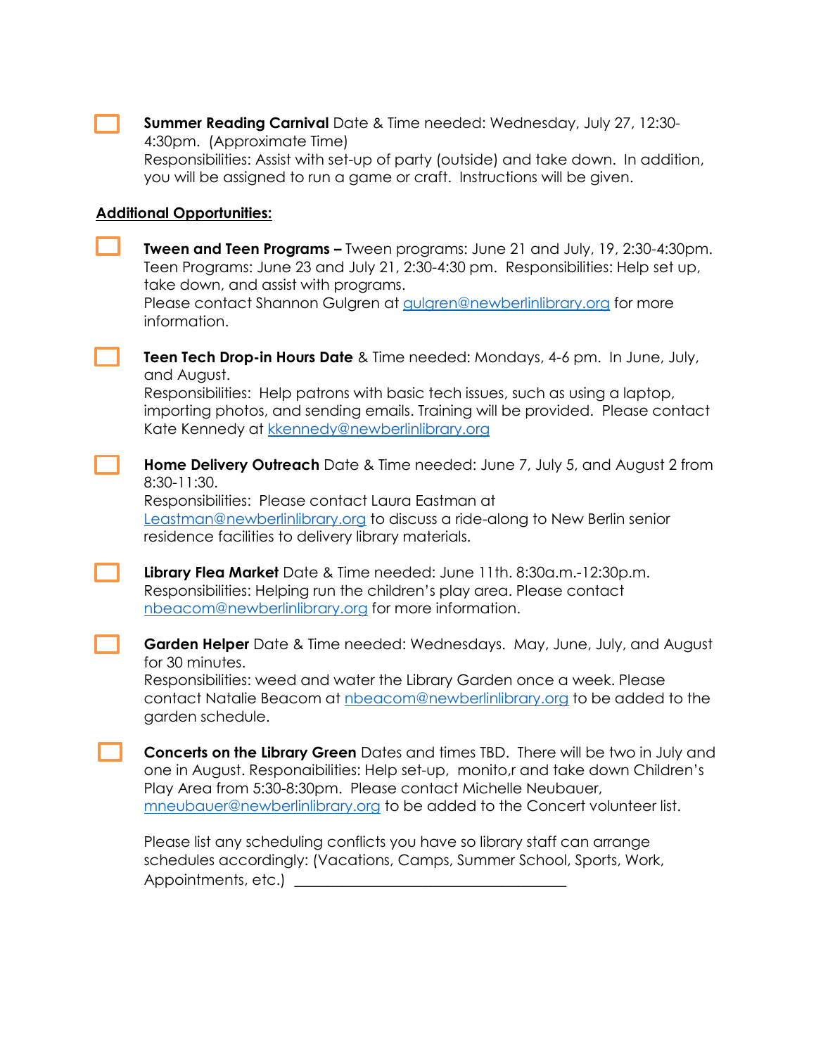- [ ] **Summer Reading Carnival** Date & Time needed: Wednesday, July 27, 12:30-4:30pm. (Approximate Time)
  Responsibilities: Assist with set-up of party (outside) and take down. In addition, you will be assigned to run a game or craft. Instructions will be given.

**Additional Opportunities:**

- [ ] **Tween and Teen Programs –** Tween programs: June 21 and July, 19, 2:30-4:30pm. Teen Programs: June 23 and July 21, 2:30-4:30 pm. Responsibilities: Help set up, take down, and assist with programs.
  Please contact Shannon Gulgren at gulgren@newberlinlibrary.org for more information.

- [ ] **Teen Tech Drop-in Hours Date** & Time needed: Mondays, 4-6 pm. In June, July, and August.
  Responsibilities: Help patrons with basic tech issues, such as using a laptop, importing photos, and sending emails. Training will be provided. Please contact Kate Kennedy at kkennedy@newberlinlibrary.org

- [ ] **Home Delivery Outreach** Date & Time needed: June 7, July 5, and August 2 from 8:30-11:30.
  Responsibilities: Please contact Laura Eastman at Leastman@newberlinlibrary.org to discuss a ride-along to New Berlin senior residence facilities to delivery library materials.

- [ ] **Library Flea Market** Date & Time needed: June 11th. 8:30a.m.-12:30p.m.
  Responsibilities: Helping run the children's play area. Please contact nbeacom@newberlinlibrary.org for more information.

- [ ] **Garden Helper** Date & Time needed: Wednesdays. May, June, July, and August for 30 minutes.
  Responsibilities: weed and water the Library Garden once a week. Please contact Natalie Beacom at nbeacom@newberlinlibrary.org to be added to the garden schedule.

- [ ] **Concerts on the Library Green** Dates and times TBD. There will be two in July and one in August. Responaibilities: Help set-up, monito,r and take down Children's Play Area from 5:30-8:30pm. Please contact Michelle Neubauer, mneubauer@newberlinlibrary.org to be added to the Concert volunteer list.

Please list any scheduling conflicts you have so library staff can arrange schedules accordingly: (Vacations, Camps, Summer School, Sports, Work, Appointments, etc.) ______________________________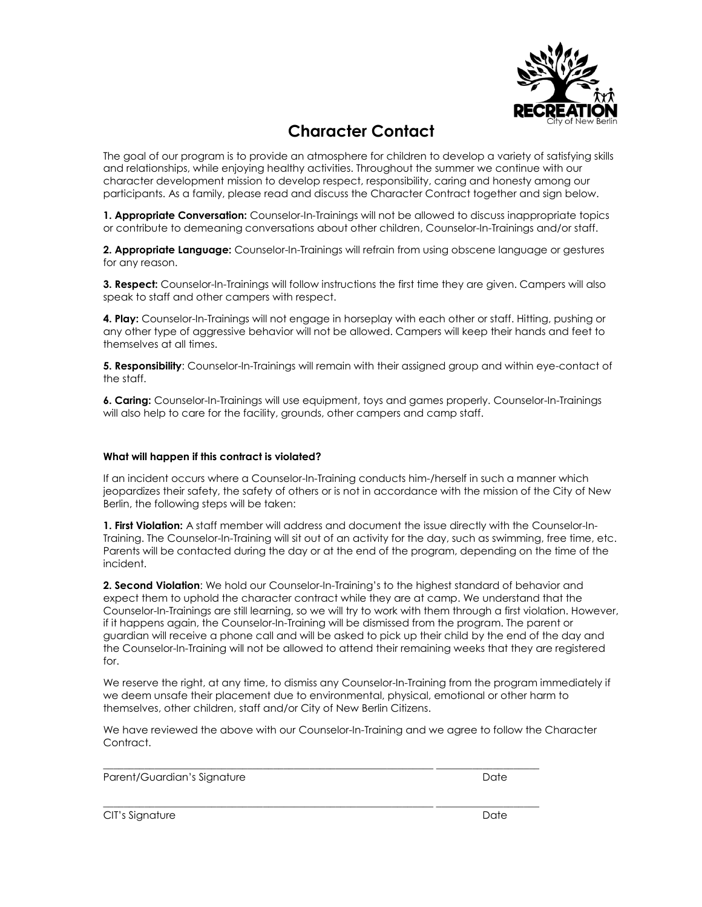# Character Contact

The goal of our program is to provide an atmosphere for children to develop a variety of satisfying skills and relationships, while enjoying healthy activities. Throughout the summer we continue with our character development mission to develop respect, responsibility, caring and honesty among our participants. As a family, please read and discuss the Character Contract together and sign below.

**1. Appropriate Conversation:** Counselor-In-Trainings will not be allowed to discuss inappropriate topics or contribute to demeaning conversations about other children, Counselor-In-Trainings and/or staff.

**2. Appropriate Language:** Counselor-In-Trainings will refrain from using obscene language or gestures for any reason.

**3. Respect:** Counselor-In-Trainings will follow instructions the first time they are given. Campers will also speak to staff and other campers with respect.

**4. Play:** Counselor-In-Trainings will not engage in horseplay with each other or staff. Hitting, pushing or any other type of aggressive behavior will not be allowed. Campers will keep their hands and feet to themselves at all times.

**5. Responsibility**: Counselor-In-Trainings will remain with their assigned group and within eye-contact of the staff.

**6. Caring:** Counselor-In-Trainings will use equipment, toys and games properly. Counselor-In-Trainings will also help to care for the facility, grounds, other campers and camp staff.

**What will happen if this contract is violated?**

If an incident occurs where a Counselor-In-Training conducts him-/herself in such a manner which jeopardizes their safety, the safety of others or is not in accordance with the mission of the City of New Berlin, the following steps will be taken:

**1. First Violation:** A staff member will address and document the issue directly with the Counselor-In-Training. The Counselor-In-Training will sit out of an activity for the day, such as swimming, free time, etc. Parents will be contacted during the day or at the end of the program, depending on the time of the incident.

**2. Second Violation**: We hold our Counselor-In-Training's to the highest standard of behavior and expect them to uphold the character contract while they are at camp. We understand that the Counselor-In-Trainings are still learning, so we will try to work with them through a first violation. However, if it happens again, the Counselor-In-Training will be dismissed from the program. The parent or guardian will receive a phone call and will be asked to pick up their child by the end of the day and the Counselor-In-Training will not be allowed to attend their remaining weeks that they are registered for.

We reserve the right, at any time, to dismiss any Counselor-In-Training from the program immediately if we deem unsafe their placement due to environmental, physical, emotional or other harm to themselves, other children, staff and/or City of New Berlin Citizens.

We have reviewed the above with our Counselor-In-Training and we agree to follow the Character Contract.

_______________________________________________ ________________

Parent/Guardian's Signature Date

_______________________________________________ ________________

CIT's Signature Date